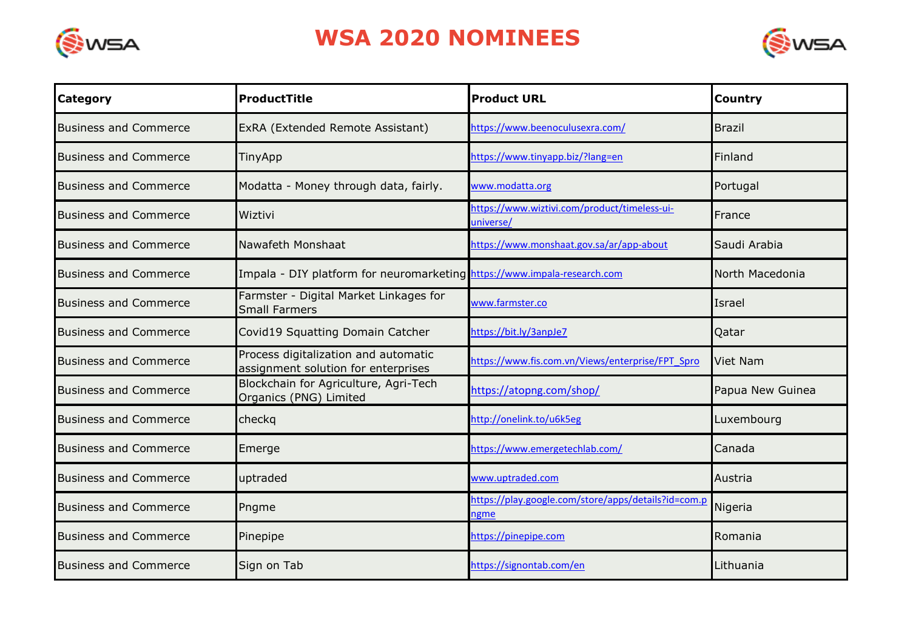# WSA 2020 NOMINEES

| Category | ProductTitle | Product URL | Country |
|---|---|---|---|
| Business and Commerce | ExRA (Extended Remote Assistant) | https://www.beenoculusexra.com/ | Brazil |
| Business and Commerce | TinyApp | https://www.tinyapp.biz/?lang=en | Finland |
| Business and Commerce | Modatta - Money through data, fairly. | www.modatta.org | Portugal |
| Business and Commerce | Wiztivi | https://www.wiztivi.com/product/timeless-ui-universe/ | France |
| Business and Commerce | Nawafeth Monshaat | https://www.monshaat.gov.sa/ar/app-about | Saudi Arabia |
| Business and Commerce | Impala - DIY platform for neuromarketing | https://www.impala-research.com | North Macedonia |
| Business and Commerce | Farmster - Digital Market Linkages for Small Farmers | www.farmster.co | Israel |
| Business and Commerce | Covid19 Squatting Domain Catcher | https://bit.ly/3anpJe7 | Qatar |
| Business and Commerce | Process digitalization and automatic assignment solution for enterprises | https://www.fis.com.vn/Views/enterprise/FPT_Spro | Viet Nam |
| Business and Commerce | Blockchain for Agriculture, Agri-Tech Organics (PNG) Limited | https://atopng.com/shop/ | Papua New Guinea |
| Business and Commerce | checkq | http://onelink.to/u6k5eg | Luxembourg |
| Business and Commerce | Emerge | https://www.emergetechlab.com/ | Canada |
| Business and Commerce | uptraded | www.uptraded.com | Austria |
| Business and Commerce | Pngme | https://play.google.com/store/apps/details?id=com.pngme | Nigeria |
| Business and Commerce | Pinepipe | https://pinepipe.com | Romania |
| Business and Commerce | Sign on Tab | https://signontab.com/en | Lithuania |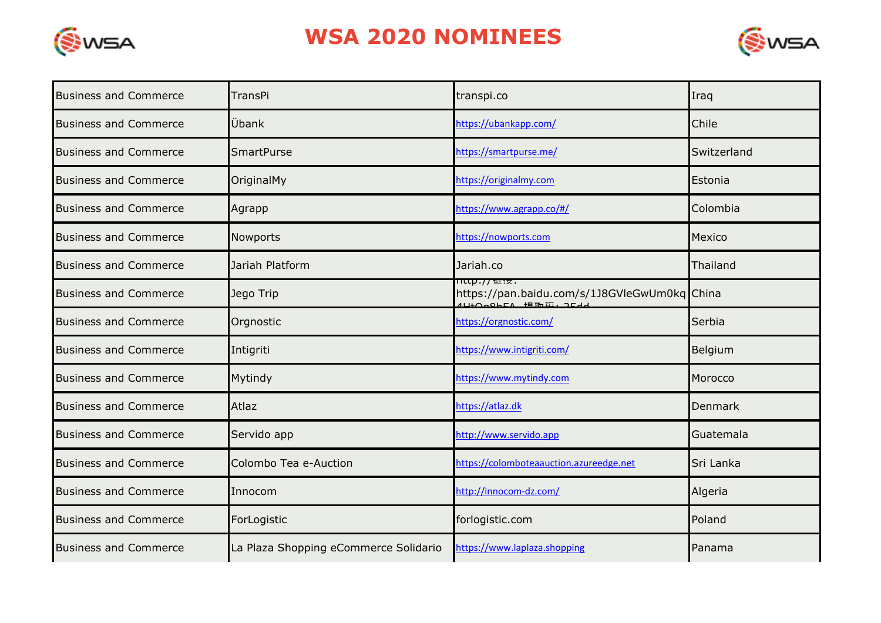| Business and Commerce | TransPi | transpi.co | Iraq |
|---|---|---|---|
| Business and Commerce | Übank | https://ubankapp.com/ | Chile |
| Business and Commerce | SmartPurse | https://smartpurse.me/ | Switzerland |
| Business and Commerce | OriginalMy | https://originalmy.com | Estonia |
| Business and Commerce | Agrapp | https://www.agrapp.co/#/ | Colombia |
| Business and Commerce | Nowports | https://nowports.com | Mexico |
| Business and Commerce | Jariah Platform | Jariah.co | Thailand |
| Business and Commerce | Jego Trip | http://链接: https://pan.baidu.com/s/1J8GVleGwUm0kq4HtOg8hEA 提取码: 25dd | China |
| Business and Commerce | Orgnostic | https://orgnostic.com/ | Serbia |
| Business and Commerce | Intigriti | https://www.intigriti.com/ | Belgium |
| Business and Commerce | Mytindy | https://www.mytindy.com | Morocco |
| Business and Commerce | Atlaz | https://atlaz.dk | Denmark |
| Business and Commerce | Servido app | http://www.servido.app | Guatemala |
| Business and Commerce | Colombo Tea e-Auction | https://colomboteaauction.azureedge.net | Sri Lanka |
| Business and Commerce | Innocom | http://innocom-dz.com/ | Algeria |
| Business and Commerce | ForLogistic | forlogistic.com | Poland |
| Business and Commerce | La Plaza Shopping eCommerce Solidario | https://www.laplaza.shopping | Panama |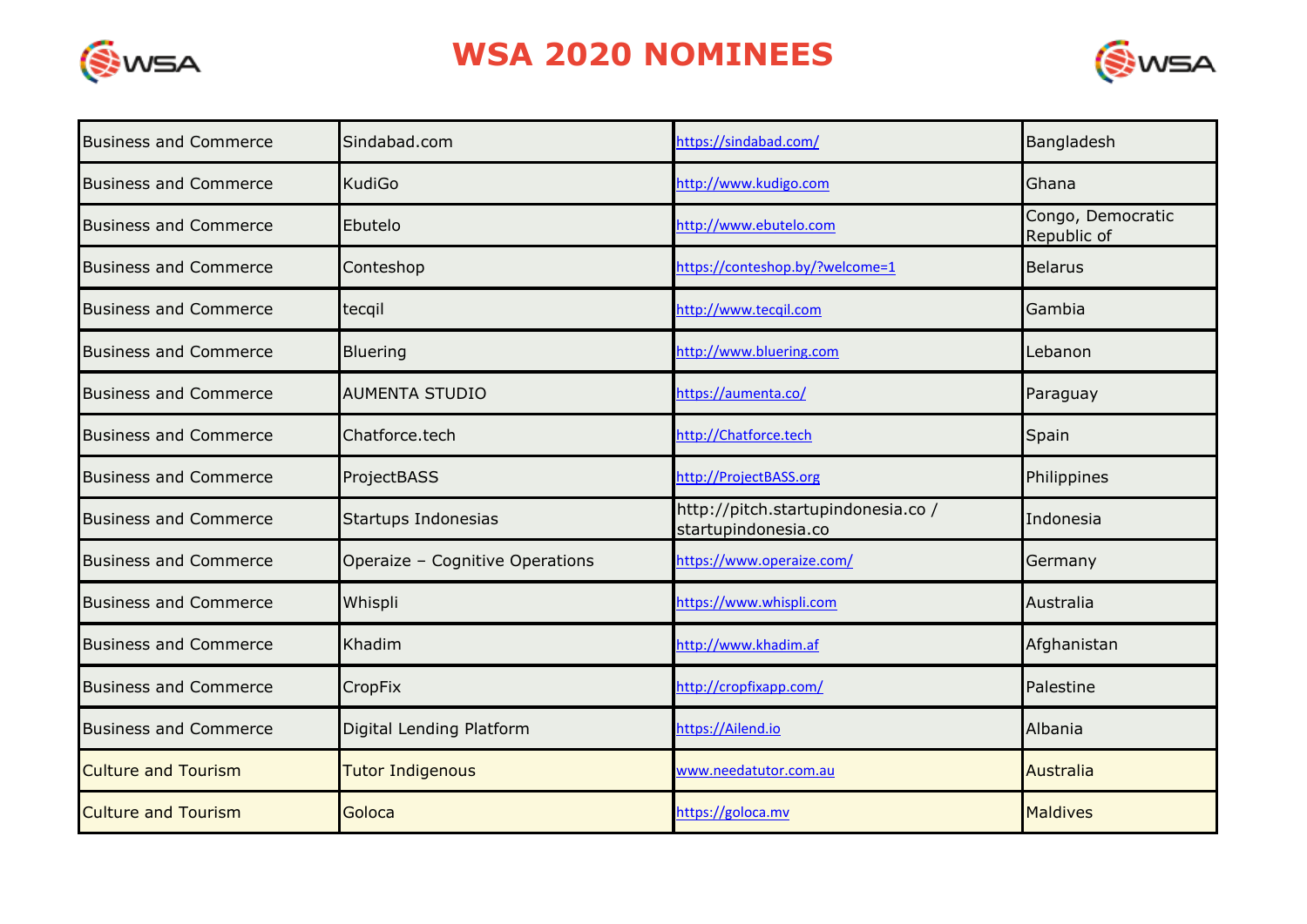# WSA 2020 NOMINEES

| | | | |
|---|---|---|---|
| Business and Commerce | Sindabad.com | https://sindabad.com/ | Bangladesh |
| Business and Commerce | KudiGo | http://www.kudigo.com | Ghana |
| Business and Commerce | Ebutelo | http://www.ebutelo.com | Congo, Democratic Republic of |
| Business and Commerce | Conteshop | https://conteshop.by/?welcome=1 | Belarus |
| Business and Commerce | tecqil | http://www.tecqil.com | Gambia |
| Business and Commerce | Bluering | http://www.bluering.com | Lebanon |
| Business and Commerce | AUMENTA STUDIO | https://aumenta.co/ | Paraguay |
| Business and Commerce | Chatforce.tech | http://Chatforce.tech | Spain |
| Business and Commerce | ProjectBASS | http://ProjectBASS.org | Philippines |
| Business and Commerce | Startups Indonesias | http://pitch.startupindonesia.co / startupindonesia.co | Indonesia |
| Business and Commerce | Operaize – Cognitive Operations | https://www.operaize.com/ | Germany |
| Business and Commerce | Whispli | https://www.whispli.com | Australia |
| Business and Commerce | Khadim | http://www.khadim.af | Afghanistan |
| Business and Commerce | CropFix | http://cropfixapp.com/ | Palestine |
| Business and Commerce | Digital Lending Platform | https://Ailend.io | Albania |
| Culture and Tourism | Tutor Indigenous | www.needatutor.com.au | Australia |
| Culture and Tourism | Goloca | https://goloca.mv | Maldives |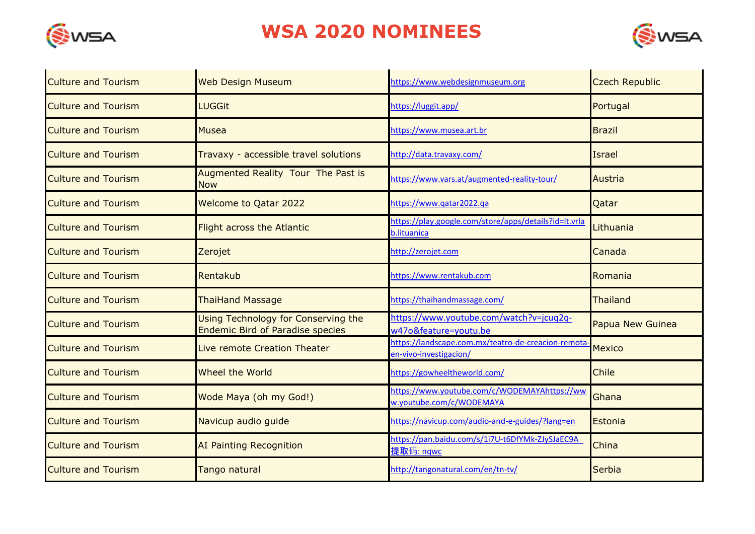# WSA 2020 NOMINEES

| | | | |
|---|---|---|---|
| Culture and Tourism | Web Design Museum | https://www.webdesignmuseum.org | Czech Republic |
| Culture and Tourism | LUGGit | https://luggit.app/ | Portugal |
| Culture and Tourism | Musea | https://www.musea.art.br | Brazil |
| Culture and Tourism | Travaxy - accessible travel solutions | http://data.travaxy.com/ | Israel |
| Culture and Tourism | Augmented Reality Tour The Past is Now | https://www.vars.at/augmented-reality-tour/ | Austria |
| Culture and Tourism | Welcome to Qatar 2022 | https://www.qatar2022.qa | Qatar |
| Culture and Tourism | Flight across the Atlantic | https://play.google.com/store/apps/details?id=lt.vrlab.lituanica | Lithuania |
| Culture and Tourism | Zerojet | http://zerojet.com | Canada |
| Culture and Tourism | Rentakub | https://www.rentakub.com | Romania |
| Culture and Tourism | ThaiHand Massage | https://thaihandmassage.com/ | Thailand |
| Culture and Tourism | Using Technology for Conserving the Endemic Bird of Paradise species | https://www.youtube.com/watch?v=jcuq2q-w47o&feature=youtu.be | Papua New Guinea |
| Culture and Tourism | Live remote Creation Theater | https://landscape.com.mx/teatro-de-creacion-remota-en-vivo-investigacion/ | Mexico |
| Culture and Tourism | Wheel the World | https://gowheeltheworld.com/ | Chile |
| Culture and Tourism | Wode Maya (oh my God!) | https://www.youtube.com/c/WODEMAYAhttps://www.youtube.com/c/WODEMAYA | Ghana |
| Culture and Tourism | Navicup audio guide | https://navicup.com/audio-and-e-guides/?lang=en | Estonia |
| Culture and Tourism | AI Painting Recognition | https://pan.baidu.com/s/1i7U-t6DfYMk-ZJySJaEC9A 提取码: nqwc | China |
| Culture and Tourism | Tango natural | http://tangonatural.com/en/tn-tv/ | Serbia |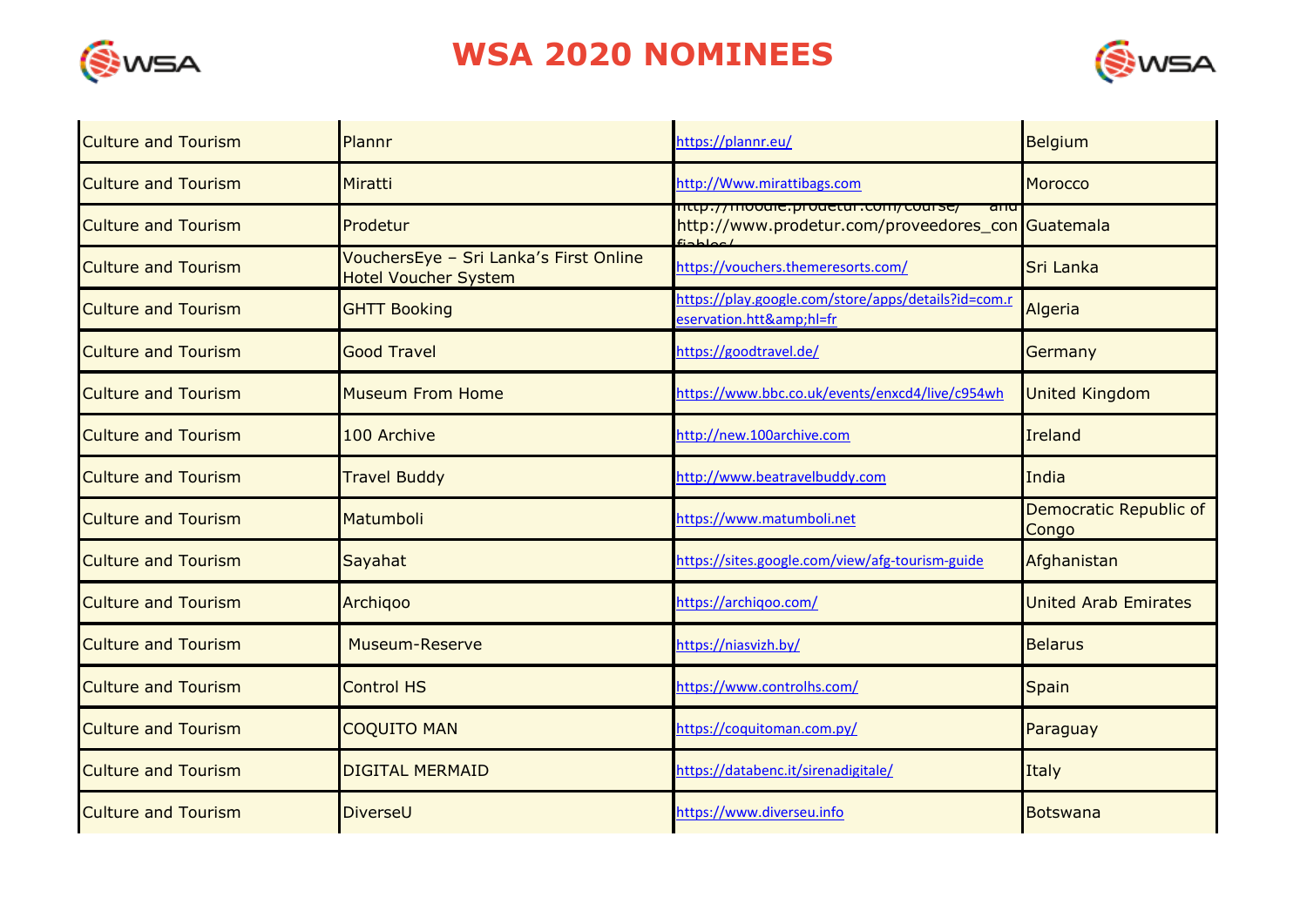# WSA 2020 NOMINEES

| | | | |
|---|---|---|---|
| Culture and Tourism | Plannr | https://plannr.eu/ | Belgium |
| Culture and Tourism | Miratti | http://Www.mirattibags.com | Morocco |
| Culture and Tourism | Prodetur | http://moodle.prodetur.com/course/ and http://www.prodetur.com/proveedores_confiables/ | Guatemala |
| Culture and Tourism | VouchersEye – Sri Lanka's First Online Hotel Voucher System | https://vouchers.themeresorts.com/ | Sri Lanka |
| Culture and Tourism | GHTT Booking | https://play.google.com/store/apps/details?id=com.reservation.htt&amp;hl=fr | Algeria |
| Culture and Tourism | Good Travel | https://goodtravel.de/ | Germany |
| Culture and Tourism | Museum From Home | https://www.bbc.co.uk/events/enxcd4/live/c954wh | United Kingdom |
| Culture and Tourism | 100 Archive | http://new.100archive.com | Ireland |
| Culture and Tourism | Travel Buddy | http://www.beatravelbuddy.com | India |
| Culture and Tourism | Matumboli | https://www.matumboli.net | Democratic Republic of Congo |
| Culture and Tourism | Sayahat | https://sites.google.com/view/afg-tourism-guide | Afghanistan |
| Culture and Tourism | Archiqoo | https://archiqoo.com/ | United Arab Emirates |
| Culture and Tourism | Museum-Reserve | https://niasvizh.by/ | Belarus |
| Culture and Tourism | Control HS | https://www.controlhs.com/ | Spain |
| Culture and Tourism | COQUITO MAN | https://coquitoman.com.py/ | Paraguay |
| Culture and Tourism | DIGITAL MERMAID | https://databenc.it/sirenadigitale/ | Italy |
| Culture and Tourism | DiverseU | https://www.diverseu.info | Botswana |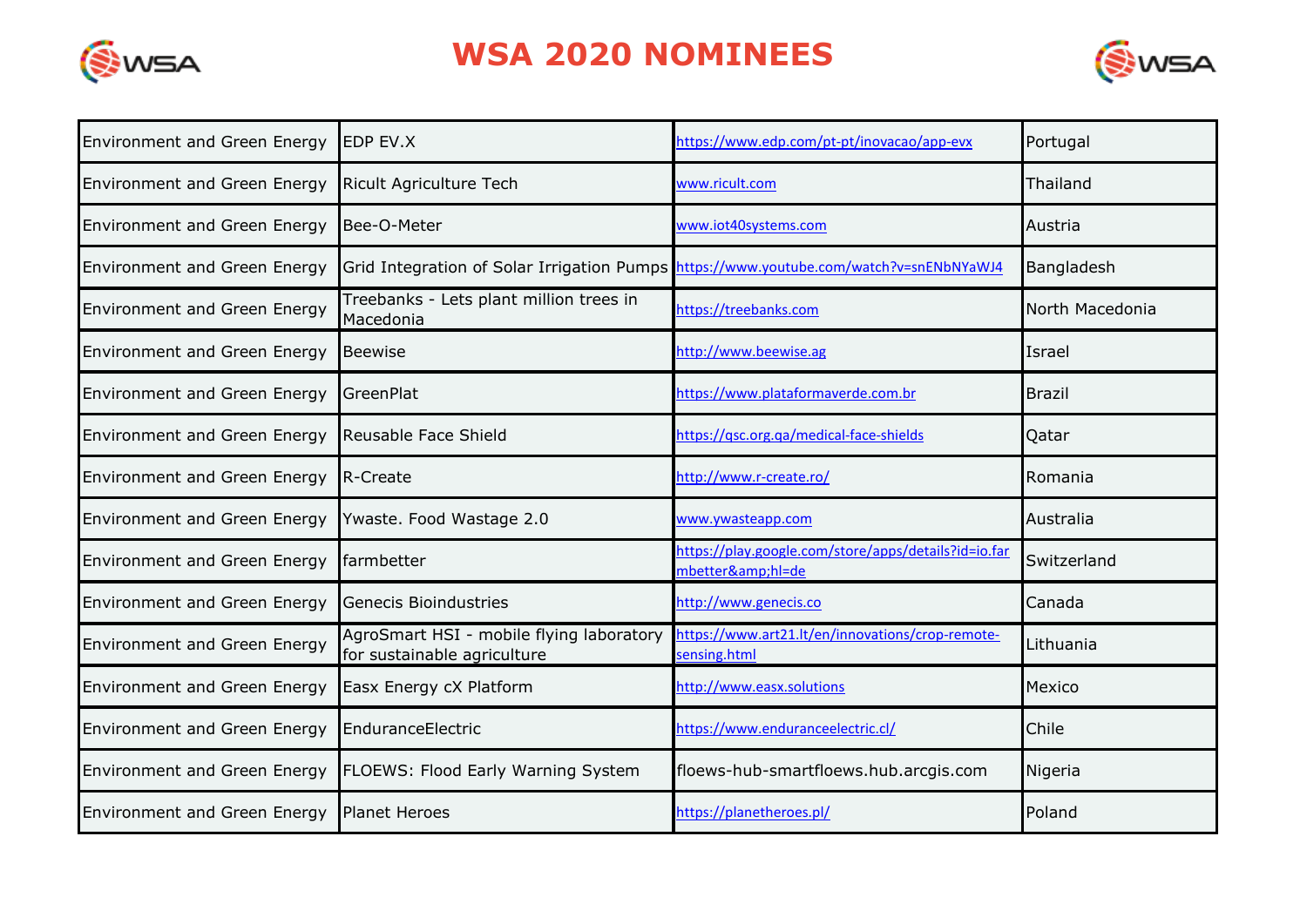# WSA 2020 NOMINEES

| | | | |
|---|---|---|---|
| Environment and Green Energy | EDP EV.X | https://www.edp.com/pt-pt/inovacao/app-evx | Portugal |
| Environment and Green Energy | Ricult Agriculture Tech | www.ricult.com | Thailand |
| Environment and Green Energy | Bee-O-Meter | www.iot40systems.com | Austria |
| Environment and Green Energy | Grid Integration of Solar Irrigation Pumps | https://www.youtube.com/watch?v=snENbNYaWJ4 | Bangladesh |
| Environment and Green Energy | Treebanks - Lets plant million trees in Macedonia | https://treebanks.com | North Macedonia |
| Environment and Green Energy | Beewise | http://www.beewise.ag | Israel |
| Environment and Green Energy | GreenPlat | https://www.plataformaverde.com.br | Brazil |
| Environment and Green Energy | Reusable Face Shield | https://qsc.org.qa/medical-face-shields | Qatar |
| Environment and Green Energy | R-Create | http://www.r-create.ro/ | Romania |
| Environment and Green Energy | Ywaste. Food Wastage 2.0 | www.ywasteapp.com | Australia |
| Environment and Green Energy | farmbetter | https://play.google.com/store/apps/details?id=io.farmbetter&amp;hl=de | Switzerland |
| Environment and Green Energy | Genecis Bioindustries | http://www.genecis.co | Canada |
| Environment and Green Energy | AgroSmart HSI - mobile flying laboratory for sustainable agriculture | https://www.art21.lt/en/innovations/crop-remote-sensing.html | Lithuania |
| Environment and Green Energy | Easx Energy cX Platform | http://www.easx.solutions | Mexico |
| Environment and Green Energy | EnduranceElectric | https://www.enduranceelectric.cl/ | Chile |
| Environment and Green Energy | FLOEWS: Flood Early Warning System | floews-hub-smartfloews.hub.arcgis.com | Nigeria |
| Environment and Green Energy | Planet Heroes | https://planetheroes.pl/ | Poland |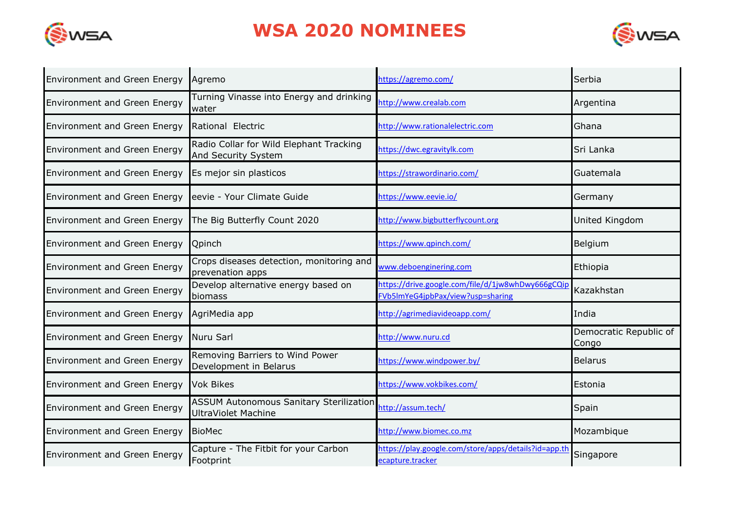# WSA 2020 NOMINEES

| | | | |
|---|---|---|---|
| Environment and Green Energy | Agremo | https://agremo.com/ | Serbia |
| Environment and Green Energy | Turning Vinasse into Energy and drinking water | http://www.crealab.com | Argentina |
| Environment and Green Energy | Rational  Electric | http://www.rationalelectric.com | Ghana |
| Environment and Green Energy | Radio Collar for Wild Elephant Tracking And Security System | https://dwc.egravitylk.com | Sri Lanka |
| Environment and Green Energy | Es mejor sin plasticos | https://strawordinario.com/ | Guatemala |
| Environment and Green Energy | eevie - Your Climate Guide | https://www.eevie.io/ | Germany |
| Environment and Green Energy | The Big Butterfly Count 2020 | http://www.bigbutterflycount.org | United Kingdom |
| Environment and Green Energy | Qpinch | https://www.qpinch.com/ | Belgium |
| Environment and Green Energy | Crops diseases detection, monitoring and prevenation apps | www.deboenginering.com | Ethiopia |
| Environment and Green Energy | Develop alternative energy based on biomass | https://drive.google.com/file/d/1jw8whDwy666gCQipFVb5lmYeG4jpbPax/view?usp=sharing | Kazakhstan |
| Environment and Green Energy | AgriMedia app | http://agrimediavideoapp.com/ | India |
| Environment and Green Energy | Nuru Sarl | http://www.nuru.cd | Democratic Republic of Congo |
| Environment and Green Energy | Removing Barriers to Wind Power Development in Belarus | https://www.windpower.by/ | Belarus |
| Environment and Green Energy | Vok Bikes | https://www.vokbikes.com/ | Estonia |
| Environment and Green Energy | ASSUM Autonomous Sanitary Sterilization UltraViolet Machine | http://assum.tech/ | Spain |
| Environment and Green Energy | BioMec | http://www.biomec.co.mz | Mozambique |
| Environment and Green Energy | Capture - The Fitbit for your Carbon Footprint | https://play.google.com/store/apps/details?id=app.thecapture.tracker | Singapore |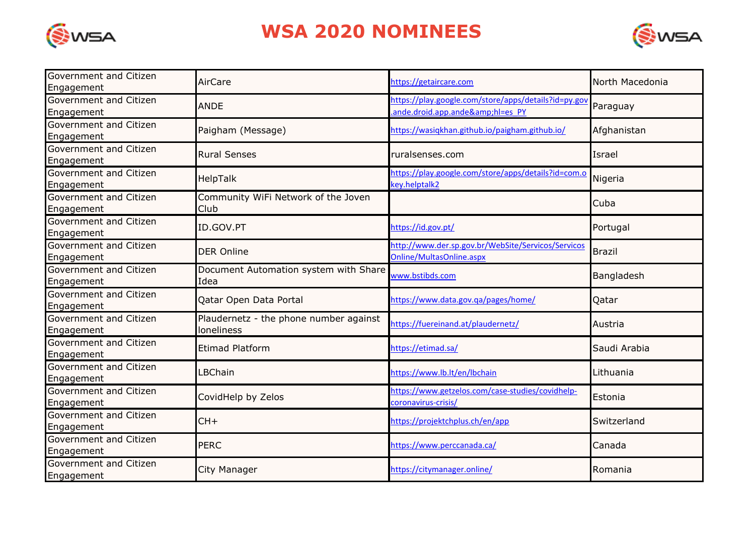# WSA 2020 NOMINEES

| | | | |
|---|---|---|---|
| Government and Citizen Engagement | AirCare | https://getaircare.com | North Macedonia |
| Government and Citizen Engagement | ANDE | https://play.google.com/store/apps/details?id=py.gov.ande.droid.app.ande&amp;hl=es_PY | Paraguay |
| Government and Citizen Engagement | Paigham (Message) | https://wasiqkhan.github.io/paigham.github.io/ | Afghanistan |
| Government and Citizen Engagement | Rural Senses | ruralsenses.com | Israel |
| Government and Citizen Engagement | HelpTalk | https://play.google.com/store/apps/details?id=com.okey.helptalk2 | Nigeria |
| Government and Citizen Engagement | Community WiFi Network of the Joven Club | | Cuba |
| Government and Citizen Engagement | ID.GOV.PT | https://id.gov.pt/ | Portugal |
| Government and Citizen Engagement | DER Online | http://www.der.sp.gov.br/WebSite/Servicos/ServicosOnline/MultasOnline.aspx | Brazil |
| Government and Citizen Engagement | Document Automation system with Share Idea | www.bstibds.com | Bangladesh |
| Government and Citizen Engagement | Qatar Open Data Portal | https://www.data.gov.qa/pages/home/ | Qatar |
| Government and Citizen Engagement | Plaudernetz - the phone number against loneliness | https://fuereinand.at/plaudernetz/ | Austria |
| Government and Citizen Engagement | Etimad Platform | https://etimad.sa/ | Saudi Arabia |
| Government and Citizen Engagement | LBChain | https://www.lb.lt/en/lbchain | Lithuania |
| Government and Citizen Engagement | CovidHelp by Zelos | https://www.getzelos.com/case-studies/covidhelp-coronavirus-crisis/ | Estonia |
| Government and Citizen Engagement | CH+ | https://projektchplus.ch/en/app | Switzerland |
| Government and Citizen Engagement | PERC | https://www.perccanada.ca/ | Canada |
| Government and Citizen Engagement | City Manager | https://citymanager.online/ | Romania |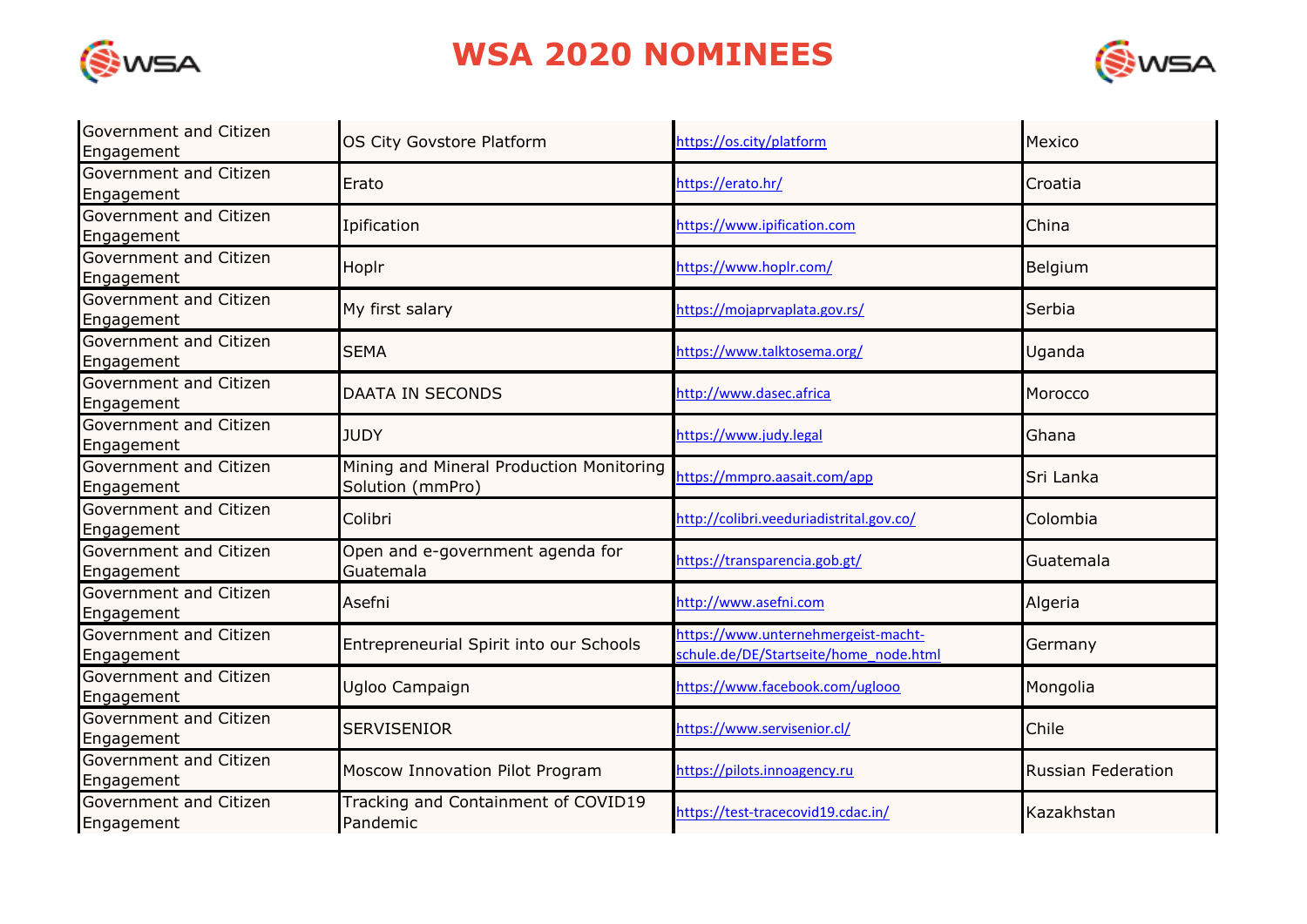# WSA 2020 NOMINEES

| | | | |
|---|---|---|---|
| Government and Citizen Engagement | OS City Govstore Platform | https://os.city/platform | Mexico |
| Government and Citizen Engagement | Erato | https://erato.hr/ | Croatia |
| Government and Citizen Engagement | Ipification | https://www.ipification.com | China |
| Government and Citizen Engagement | Hoplr | https://www.hoplr.com/ | Belgium |
| Government and Citizen Engagement | My first salary | https://mojaprvaplata.gov.rs/ | Serbia |
| Government and Citizen Engagement | SEMA | https://www.talktosema.org/ | Uganda |
| Government and Citizen Engagement | DAATA IN SECONDS | http://www.dasec.africa | Morocco |
| Government and Citizen Engagement | JUDY | https://www.judy.legal | Ghana |
| Government and Citizen Engagement | Mining and Mineral Production Monitoring Solution (mmPro) | https://mmpro.aasait.com/app | Sri Lanka |
| Government and Citizen Engagement | Colibri | http://colibri.veeduriadistrital.gov.co/ | Colombia |
| Government and Citizen Engagement | Open and e-government agenda for Guatemala | https://transparencia.gob.gt/ | Guatemala |
| Government and Citizen Engagement | Asefni | http://www.asefni.com | Algeria |
| Government and Citizen Engagement | Entrepreneurial Spirit into our Schools | https://www.unternehmergeist-macht-schule.de/DE/Startseite/home_node.html | Germany |
| Government and Citizen Engagement | Ugloo Campaign | https://www.facebook.com/uglooo | Mongolia |
| Government and Citizen Engagement | SERVISENIOR | https://www.servisenior.cl/ | Chile |
| Government and Citizen Engagement | Moscow Innovation Pilot Program | https://pilots.innoagency.ru | Russian Federation |
| Government and Citizen Engagement | Tracking and Containment of COVID19 Pandemic | https://test-tracecovid19.cdac.in/ | Kazakhstan |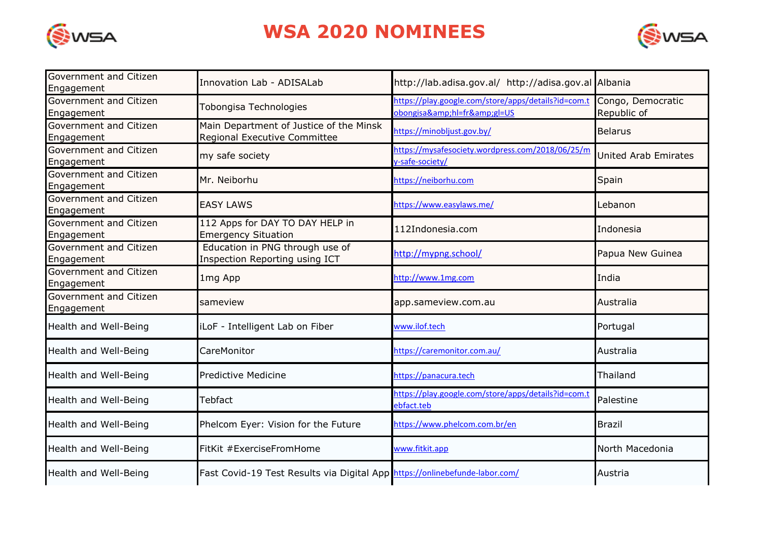# WSA 2020 NOMINEES

| | | | |
|---|---|---|---|
| Government and Citizen Engagement | Innovation Lab - ADISALab | http://lab.adisa.gov.al/ http://adisa.gov.al | Albania |
| Government and Citizen Engagement | Tobongisa Technologies | https://play.google.com/store/apps/details?id=com.tobongisa&amp;hl=fr&amp;gl=US | Congo, Democratic Republic of |
| Government and Citizen Engagement | Main Department of Justice of the Minsk Regional Executive Committee | https://minobljust.gov.by/ | Belarus |
| Government and Citizen Engagement | my safe society | https://mysafesociety.wordpress.com/2018/06/25/my-safe-society/ | United Arab Emirates |
| Government and Citizen Engagement | Mr. Neiborhu | https://neiborhu.com | Spain |
| Government and Citizen Engagement | EASY LAWS | https://www.easylaws.me/ | Lebanon |
| Government and Citizen Engagement | 112 Apps for DAY TO DAY HELP in Emergency Situation | 112Indonesia.com | Indonesia |
| Government and Citizen Engagement | Education in PNG through use of Inspection Reporting using ICT | http://mypng.school/ | Papua New Guinea |
| Government and Citizen Engagement | 1mg App | http://www.1mg.com | India |
| Government and Citizen Engagement | sameview | app.sameview.com.au | Australia |
| Health and Well-Being | iLoF - Intelligent Lab on Fiber | www.ilof.tech | Portugal |
| Health and Well-Being | CareMonitor | https://caremonitor.com.au/ | Australia |
| Health and Well-Being | Predictive Medicine | https://panacura.tech | Thailand |
| Health and Well-Being | Tebfact | https://play.google.com/store/apps/details?id=com.tebfact.teb | Palestine |
| Health and Well-Being | Phelcom Eyer: Vision for the Future | https://www.phelcom.com.br/en | Brazil |
| Health and Well-Being | FitKit #ExerciseFromHome | www.fitkit.app | North Macedonia |
| Health and Well-Being | Fast Covid-19 Test Results via Digital App | https://onlinebefunde-labor.com/ | Austria |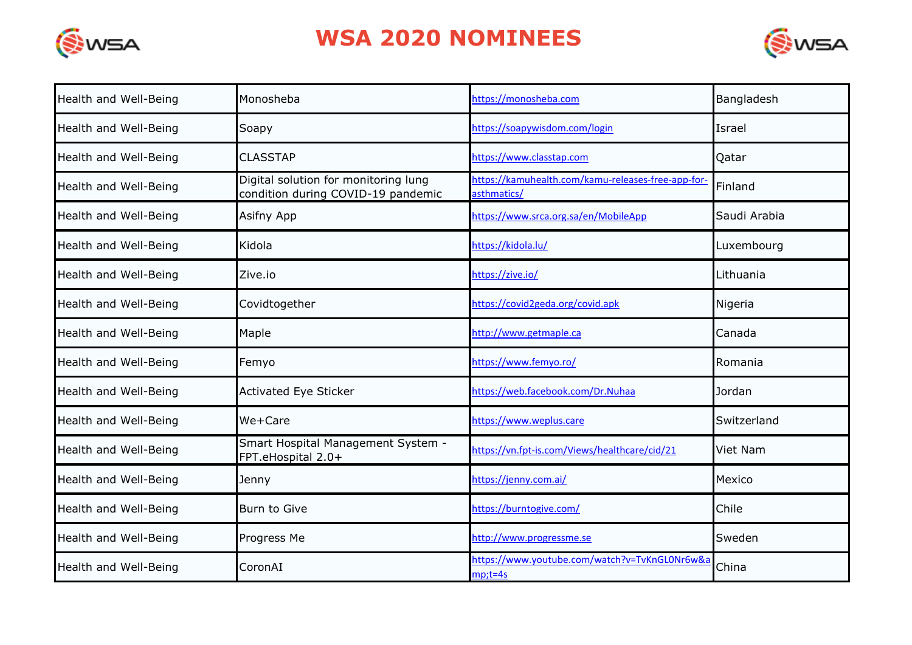# WSA 2020 NOMINEES

| | | | |
|---|---|---|---|
| Health and Well-Being | Monosheba | https://monosheba.com | Bangladesh |
| Health and Well-Being | Soapy | https://soapywisdom.com/login | Israel |
| Health and Well-Being | CLASSTAP | https://www.classtap.com | Qatar |
| Health and Well-Being | Digital solution for monitoring lung condition during COVID-19 pandemic | https://kamuhealth.com/kamu-releases-free-app-for-asthmatics/ | Finland |
| Health and Well-Being | Asifny App | https://www.srca.org.sa/en/MobileApp | Saudi Arabia |
| Health and Well-Being | Kidola | https://kidola.lu/ | Luxembourg |
| Health and Well-Being | Zive.io | https://zive.io/ | Lithuania |
| Health and Well-Being | Covidtogether | https://covid2geda.org/covid.apk | Nigeria |
| Health and Well-Being | Maple | http://www.getmaple.ca | Canada |
| Health and Well-Being | Femyo | https://www.femyo.ro/ | Romania |
| Health and Well-Being | Activated Eye Sticker | https://web.facebook.com/Dr.Nuhaa | Jordan |
| Health and Well-Being | We+Care | https://www.weplus.care | Switzerland |
| Health and Well-Being | Smart Hospital Management System - FPT.eHospital 2.0+ | https://vn.fpt-is.com/Views/healthcare/cid/21 | Viet Nam |
| Health and Well-Being | Jenny | https://jenny.com.ai/ | Mexico |
| Health and Well-Being | Burn to Give | https://burntogive.com/ | Chile |
| Health and Well-Being | Progress Me | http://www.progressme.se | Sweden |
| Health and Well-Being | CoronAI | https://www.youtube.com/watch?v=TvKnGL0Nr6w&amp;t=4s | China |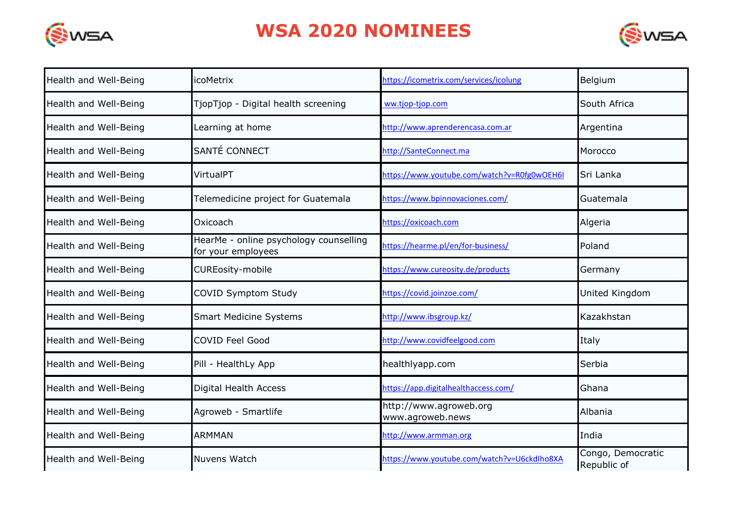# WSA 2020 NOMINEES

| | | | |
|---|---|---|---|
| Health and Well-Being | icoMetrix | https://icometrix.com/services/icolung | Belgium |
| Health and Well-Being | TjopTjop - Digital health screening | ww.tjop-tjop.com | South Africa |
| Health and Well-Being | Learning at home | http://www.aprenderencasa.com.ar | Argentina |
| Health and Well-Being | SANTÉ CONNECT | http://SanteConnect.ma | Morocco |
| Health and Well-Being | VirtualPT | https://www.youtube.com/watch?v=R0fg0wOEH6I | Sri Lanka |
| Health and Well-Being | Telemedicine project for Guatemala | https://www.bpinnovaciones.com/ | Guatemala |
| Health and Well-Being | Oxicoach | https://oxicoach.com | Algeria |
| Health and Well-Being | HearMe - online psychology counselling for your employees | https://hearme.pl/en/for-business/ | Poland |
| Health and Well-Being | CUREosity-mobile | https://www.cureosity.de/products | Germany |
| Health and Well-Being | COVID Symptom Study | https://covid.joinzoe.com/ | United Kingdom |
| Health and Well-Being | Smart Medicine Systems | http://www.ibsgroup.kz/ | Kazakhstan |
| Health and Well-Being | COVID Feel Good | http://www.covidfeelgood.com | Italy |
| Health and Well-Being | Pill - HealthLy App | healthlyapp.com | Serbia |
| Health and Well-Being | Digital Health Access | https://app.digitalhealthaccess.com/ | Ghana |
| Health and Well-Being | Agroweb - Smartlife | http://www.agroweb.org www.agroweb.news | Albania |
| Health and Well-Being | ARMMAN | http://www.armman.org | India |
| Health and Well-Being | Nuvens Watch | https://www.youtube.com/watch?v=U6ckdlho8XA | Congo, Democratic Republic of |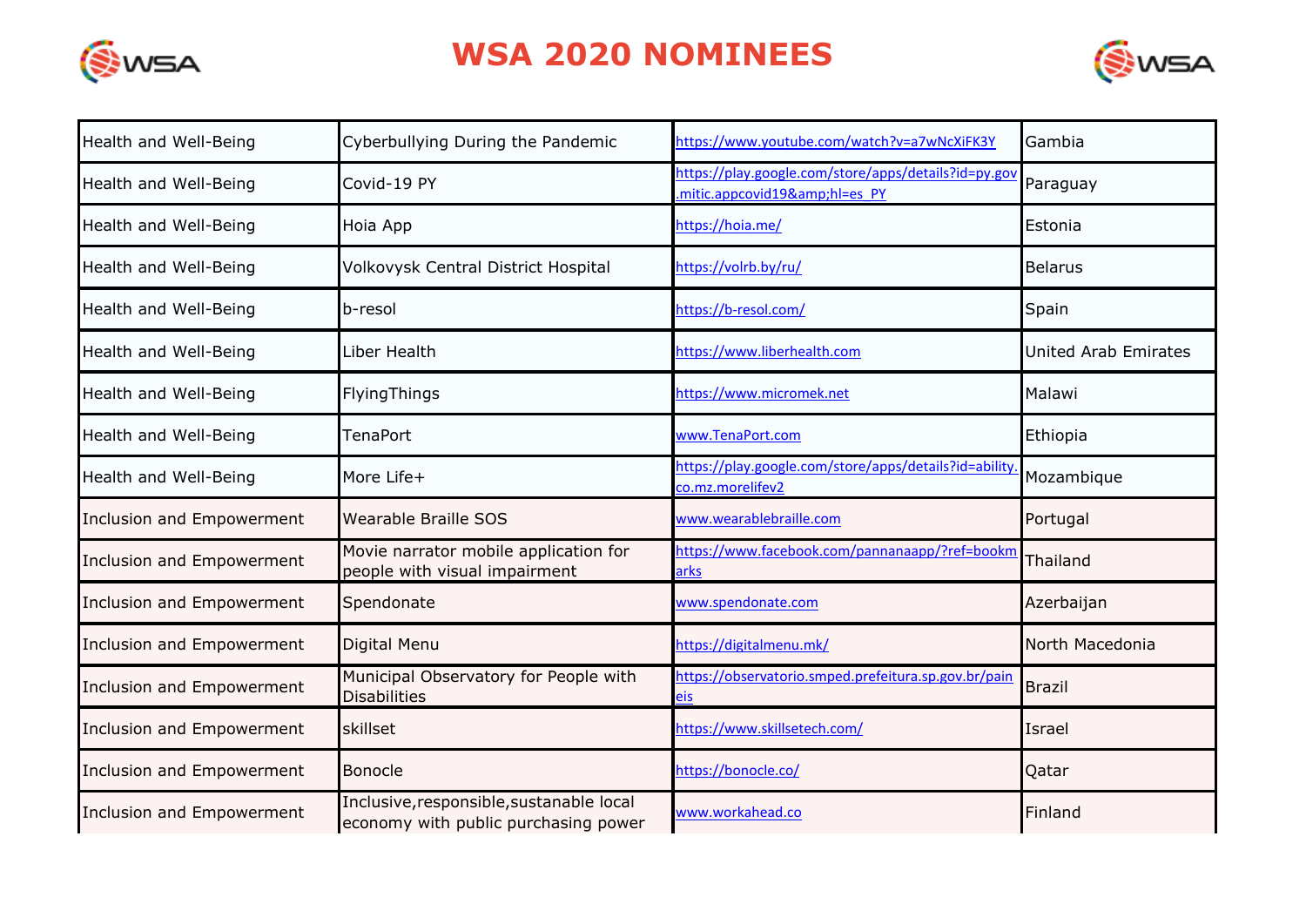# WSA 2020 NOMINEES

| | | | |
|---|---|---|---|
| Health and Well-Being | Cyberbullying During the Pandemic | https://www.youtube.com/watch?v=a7wNcXiFK3Y | Gambia |
| Health and Well-Being | Covid-19 PY | https://play.google.com/store/apps/details?id=py.gov.mitic.appcovid19&amp;hl=es_PY | Paraguay |
| Health and Well-Being | Hoia App | https://hoia.me/ | Estonia |
| Health and Well-Being | Volkovysk Central District Hospital | https://volrb.by/ru/ | Belarus |
| Health and Well-Being | b-resol | https://b-resol.com/ | Spain |
| Health and Well-Being | Liber Health | https://www.liberhealth.com | United Arab Emirates |
| Health and Well-Being | FlyingThings | https://www.micromek.net | Malawi |
| Health and Well-Being | TenaPort | www.TenaPort.com | Ethiopia |
| Health and Well-Being | More Life+ | https://play.google.com/store/apps/details?id=ability.co.mz.morelifev2 | Mozambique |
| Inclusion and Empowerment | Wearable Braille SOS | www.wearablebraille.com | Portugal |
| Inclusion and Empowerment | Movie narrator mobile application for people with visual impairment | https://www.facebook.com/pannanaapp/?ref=bookmarks | Thailand |
| Inclusion and Empowerment | Spendonate | www.spendonate.com | Azerbaijan |
| Inclusion and Empowerment | Digital Menu | https://digitalmenu.mk/ | North Macedonia |
| Inclusion and Empowerment | Municipal Observatory for People with Disabilities | https://observatorio.smped.prefeitura.sp.gov.br/paineis | Brazil |
| Inclusion and Empowerment | skillset | https://www.skillsetech.com/ | Israel |
| Inclusion and Empowerment | Bonocle | https://bonocle.co/ | Qatar |
| Inclusion and Empowerment | Inclusive,responsible,sustanable local economy with public purchasing power | www.workahead.co | Finland |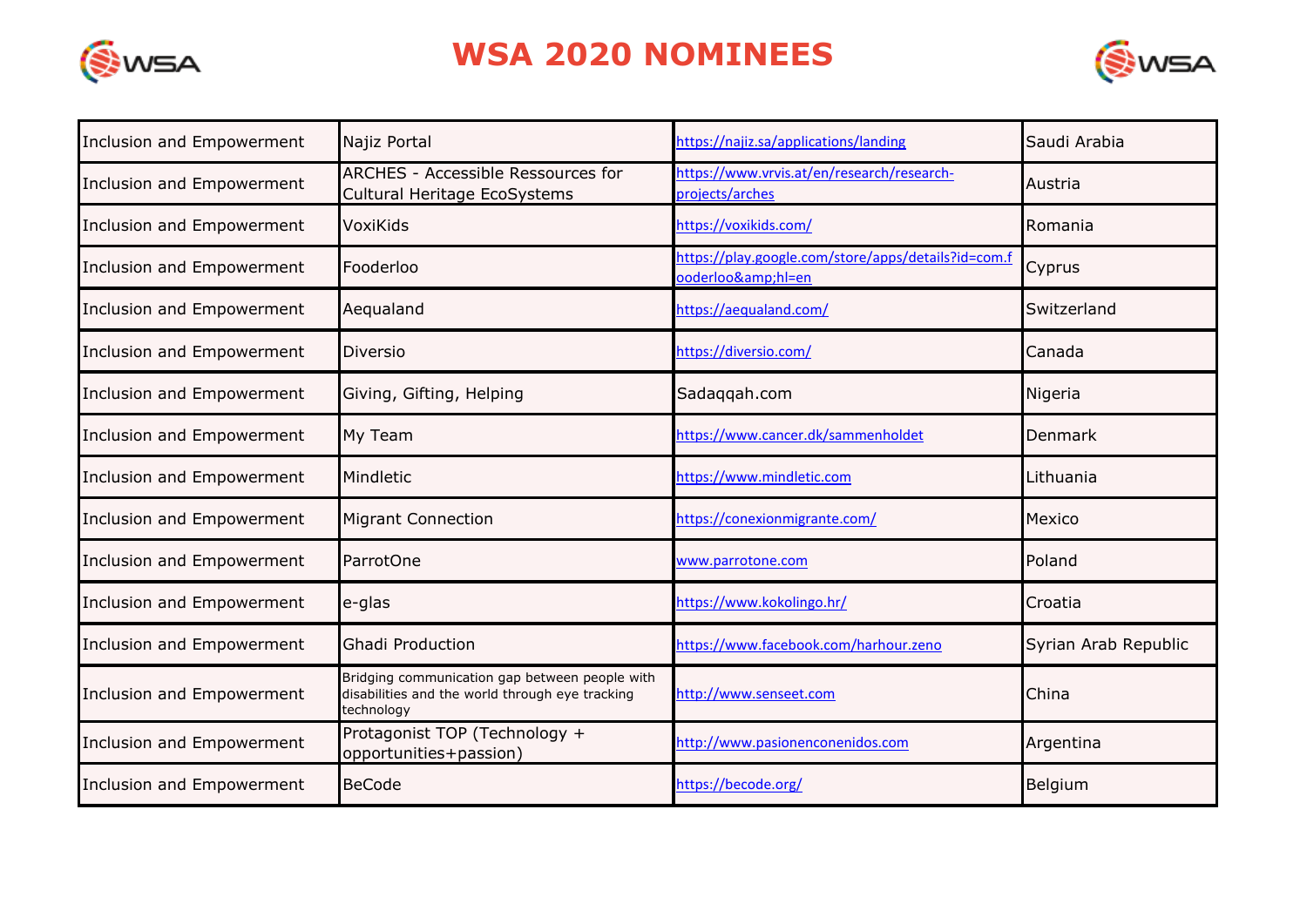# WSA 2020 NOMINEES

| | | | |
|---|---|---|---|
| Inclusion and Empowerment | Najiz Portal | https://najiz.sa/applications/landing | Saudi Arabia |
| Inclusion and Empowerment | ARCHES - Accessible Ressources for Cultural Heritage EcoSystems | https://www.vrvis.at/en/research/research-projects/arches | Austria |
| Inclusion and Empowerment | VoxiKids | https://voxikids.com/ | Romania |
| Inclusion and Empowerment | Fooderloo | https://play.google.com/store/apps/details?id=com.fooderloo&amp;hl=en | Cyprus |
| Inclusion and Empowerment | Aequaland | https://aequaland.com/ | Switzerland |
| Inclusion and Empowerment | Diversio | https://diversio.com/ | Canada |
| Inclusion and Empowerment | Giving, Gifting, Helping | Sadaqqah.com | Nigeria |
| Inclusion and Empowerment | My Team | https://www.cancer.dk/sammenholdet | Denmark |
| Inclusion and Empowerment | Mindletic | https://www.mindletic.com | Lithuania |
| Inclusion and Empowerment | Migrant Connection | https://conexionmigrante.com/ | Mexico |
| Inclusion and Empowerment | ParrotOne | www.parrotone.com | Poland |
| Inclusion and Empowerment | e-glas | https://www.kokolingo.hr/ | Croatia |
| Inclusion and Empowerment | Ghadi Production | https://www.facebook.com/harhour.zeno | Syrian Arab Republic |
| Inclusion and Empowerment | Bridging communication gap between people with disabilities and the world through eye tracking technology | http://www.senseet.com | China |
| Inclusion and Empowerment | Protagonist TOP (Technology + opportunities+passion) | http://www.pasionenconenidos.com | Argentina |
| Inclusion and Empowerment | BeCode | https://becode.org/ | Belgium |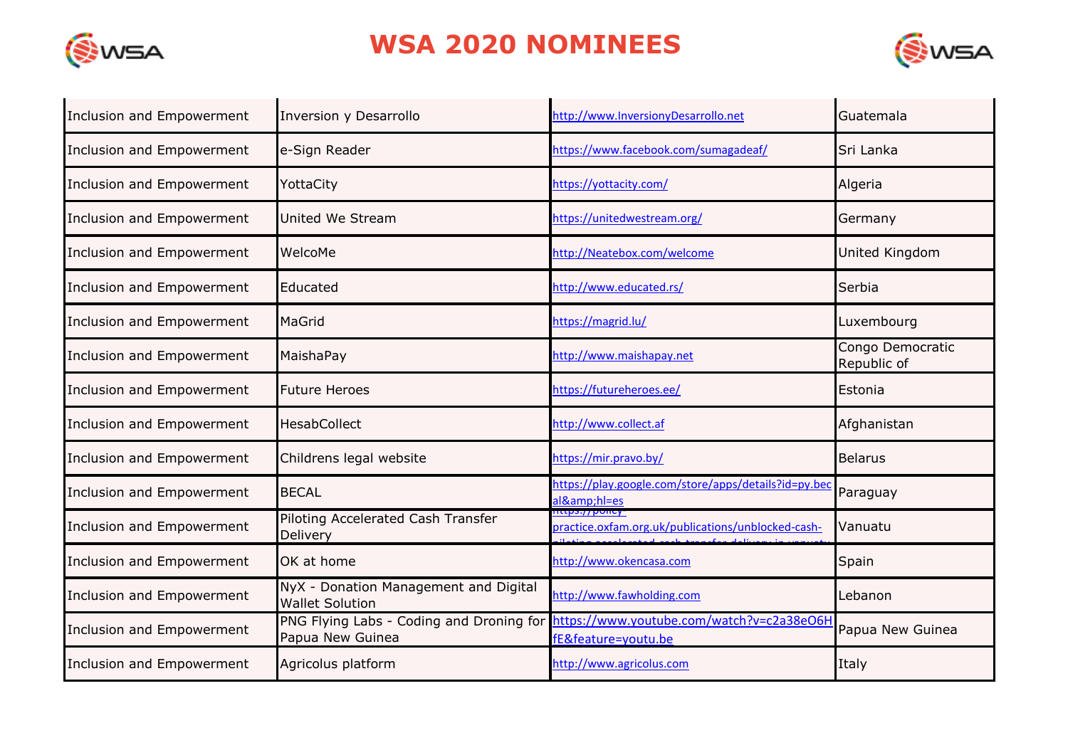# WSA 2020 NOMINEES

| | | | |
|---|---|---|---|
| Inclusion and Empowerment | Inversion y Desarrollo | http://www.InversionyDesarrollo.net | Guatemala |
| Inclusion and Empowerment | e-Sign Reader | https://www.facebook.com/sumagadeaf/ | Sri Lanka |
| Inclusion and Empowerment | YottaCity | https://yottacity.com/ | Algeria |
| Inclusion and Empowerment | United We Stream | https://unitedwestream.org/ | Germany |
| Inclusion and Empowerment | WelcoMe | http://Neatebox.com/welcome | United Kingdom |
| Inclusion and Empowerment | Educated | http://www.educated.rs/ | Serbia |
| Inclusion and Empowerment | MaGrid | https://magrid.lu/ | Luxembourg |
| Inclusion and Empowerment | MaishaPay | http://www.maishapay.net | Congo Democratic Republic of |
| Inclusion and Empowerment | Future Heroes | https://futureheroes.ee/ | Estonia |
| Inclusion and Empowerment | HesabCollect | http://www.collect.af | Afghanistan |
| Inclusion and Empowerment | Childrens legal website | https://mir.pravo.by/ | Belarus |
| Inclusion and Empowerment | BECAL | https://play.google.com/store/apps/details?id=py.becal&amp;hl=es | Paraguay |
| Inclusion and Empowerment | Piloting Accelerated Cash Transfer Delivery | https://policy-practice.oxfam.org.uk/publications/unblocked-cash-piloting-accelerated-cash-transfer-delivery-in-vanuatu | Vanuatu |
| Inclusion and Empowerment | OK at home | http://www.okencasa.com | Spain |
| Inclusion and Empowerment | NyX - Donation Management and Digital Wallet Solution | http://www.fawholding.com | Lebanon |
| Inclusion and Empowerment | PNG Flying Labs - Coding and Droning for Papua New Guinea | https://www.youtube.com/watch?v=c2a38eO6HfE&feature=youtu.be | Papua New Guinea |
| Inclusion and Empowerment | Agricolus platform | http://www.agricolus.com | Italy |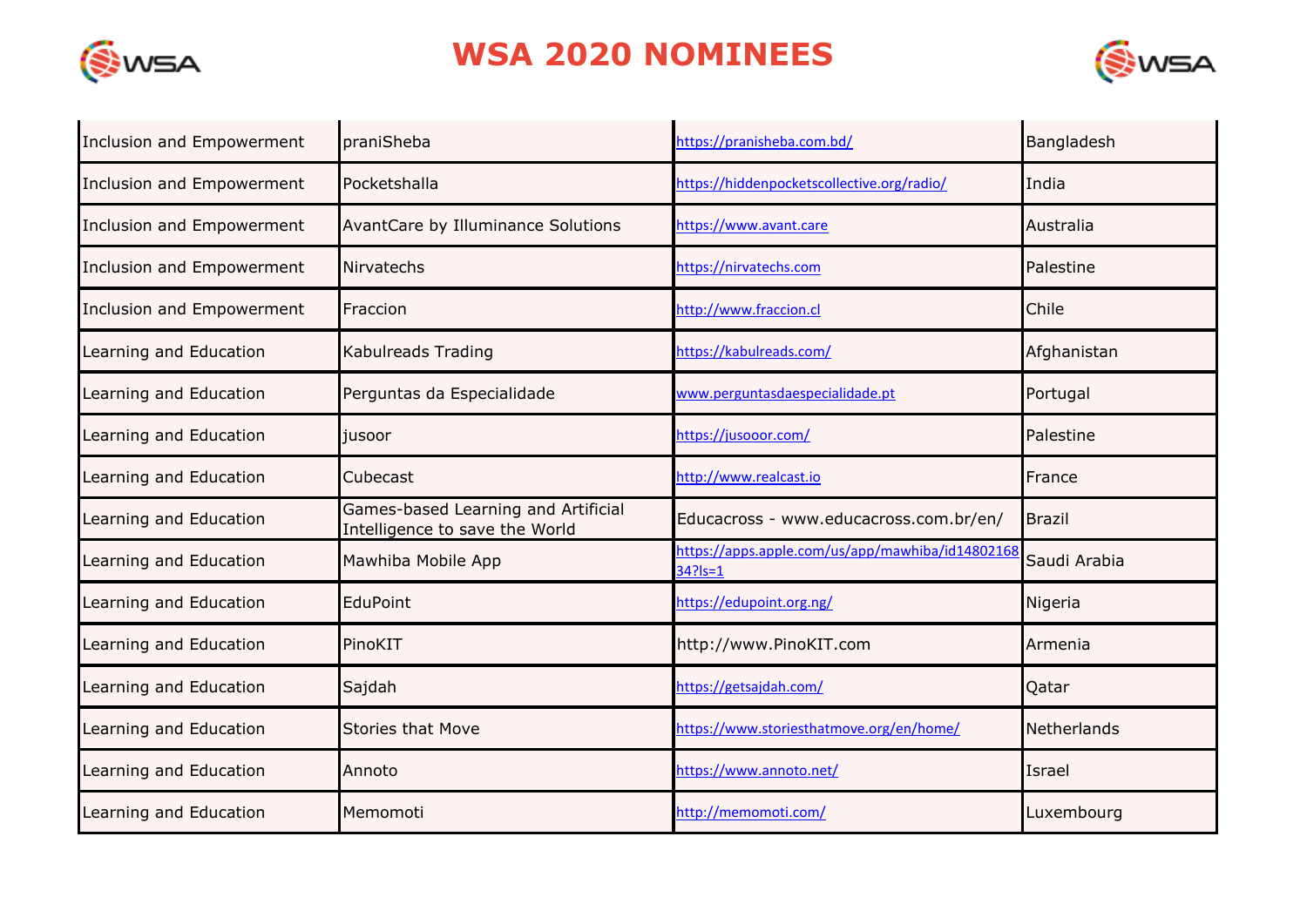# WSA 2020 NOMINEES

| | | | |
|---|---|---|---|
| Inclusion and Empowerment | praniSheba | https://pranisheba.com.bd/ | Bangladesh |
| Inclusion and Empowerment | Pocketshalla | https://hiddenpocketscollective.org/radio/ | India |
| Inclusion and Empowerment | AvantCare by Illuminance Solutions | https://www.avant.care | Australia |
| Inclusion and Empowerment | Nirvatechs | https://nirvatechs.com | Palestine |
| Inclusion and Empowerment | Fraccion | http://www.fraccion.cl | Chile |
| Learning and Education | Kabulreads Trading | https://kabulreads.com/ | Afghanistan |
| Learning and Education | Perguntas da Especialidade | www.perguntasdaespecialidade.pt | Portugal |
| Learning and Education | jusoor | https://jusooor.com/ | Palestine |
| Learning and Education | Cubecast | http://www.realcast.io | France |
| Learning and Education | Games-based Learning and Artificial Intelligence to save the World | Educacross - www.educacross.com.br/en/ | Brazil |
| Learning and Education | Mawhiba Mobile App | https://apps.apple.com/us/app/mawhiba/id1480216834?ls=1 | Saudi Arabia |
| Learning and Education | EduPoint | https://edupoint.org.ng/ | Nigeria |
| Learning and Education | PinoKIT | http://www.PinoKIT.com | Armenia |
| Learning and Education | Sajdah | https://getsajdah.com/ | Qatar |
| Learning and Education | Stories that Move | https://www.storiesthatmove.org/en/home/ | Netherlands |
| Learning and Education | Annoto | https://www.annoto.net/ | Israel |
| Learning and Education | Memomoti | http://memomoti.com/ | Luxembourg |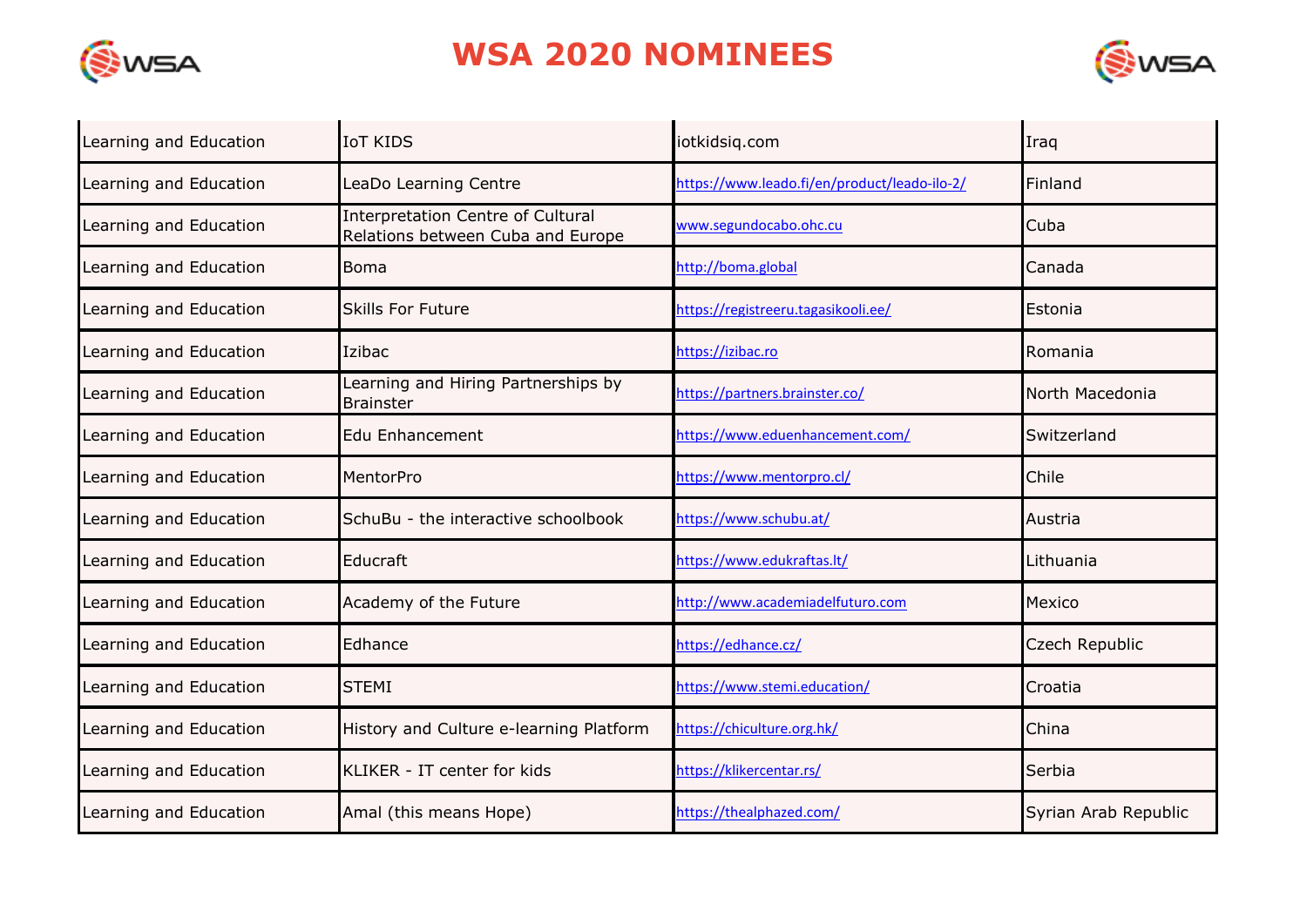# WSA 2020 NOMINEES

| | | | |
|---|---|---|---|
| Learning and Education | IoT KIDS | iotkidsiq.com | Iraq |
| Learning and Education | LeaDo Learning Centre | https://www.leado.fi/en/product/leado-ilo-2/ | Finland |
| Learning and Education | Interpretation Centre of Cultural Relations between Cuba and Europe | www.segundocabo.ohc.cu | Cuba |
| Learning and Education | Boma | http://boma.global | Canada |
| Learning and Education | Skills For Future | https://registreeru.tagasikooli.ee/ | Estonia |
| Learning and Education | Izibac | https://izibac.ro | Romania |
| Learning and Education | Learning and Hiring Partnerships by Brainster | https://partners.brainster.co/ | North Macedonia |
| Learning and Education | Edu Enhancement | https://www.eduenhancement.com/ | Switzerland |
| Learning and Education | MentorPro | https://www.mentorpro.cl/ | Chile |
| Learning and Education | SchuBu - the interactive schoolbook | https://www.schubu.at/ | Austria |
| Learning and Education | Educraft | https://www.edukraftas.lt/ | Lithuania |
| Learning and Education | Academy of the Future | http://www.academiadelfuturo.com | Mexico |
| Learning and Education | Edhance | https://edhance.cz/ | Czech Republic |
| Learning and Education | STEMI | https://www.stemi.education/ | Croatia |
| Learning and Education | History and Culture e-learning Platform | https://chiculture.org.hk/ | China |
| Learning and Education | KLIKER - IT center for kids | https://klikercentar.rs/ | Serbia |
| Learning and Education | Amal (this means Hope) | https://thealphazed.com/ | Syrian Arab Republic |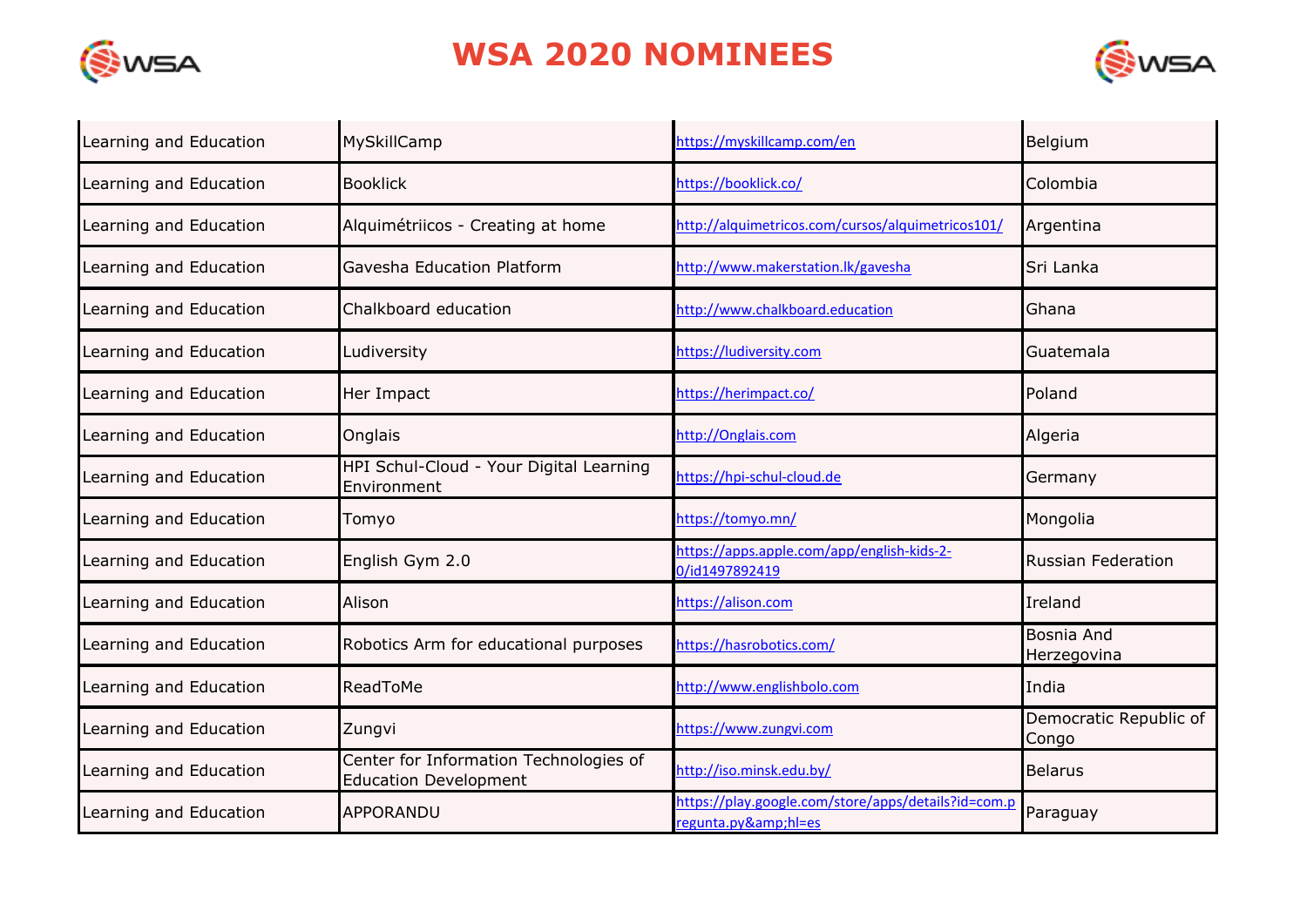# WSA 2020 NOMINEES

| | | | |
|---|---|---|---|
| Learning and Education | MySkillCamp | https://myskillcamp.com/en | Belgium |
| Learning and Education | Booklick | https://booklick.co/ | Colombia |
| Learning and Education | Alquimétriicos - Creating at home | http://alquimetricos.com/cursos/alquimetricos101/ | Argentina |
| Learning and Education | Gavesha Education Platform | http://www.makerstation.lk/gavesha | Sri Lanka |
| Learning and Education | Chalkboard education | http://www.chalkboard.education | Ghana |
| Learning and Education | Ludiversity | https://ludiversity.com | Guatemala |
| Learning and Education | Her Impact | https://herimpact.co/ | Poland |
| Learning and Education | Onglais | http://Onglais.com | Algeria |
| Learning and Education | HPI Schul-Cloud - Your Digital Learning Environment | https://hpi-schul-cloud.de | Germany |
| Learning and Education | Tomyo | https://tomyo.mn/ | Mongolia |
| Learning and Education | English Gym 2.0 | https://apps.apple.com/app/english-kids-2-0/id1497892419 | Russian Federation |
| Learning and Education | Alison | https://alison.com | Ireland |
| Learning and Education | Robotics Arm for educational purposes | https://hasrobotics.com/ | Bosnia And Herzegovina |
| Learning and Education | ReadToMe | http://www.englishbolo.com | India |
| Learning and Education | Zungvi | https://www.zungvi.com | Democratic Republic of Congo |
| Learning and Education | Center for Information Technologies of Education Development | http://iso.minsk.edu.by/ | Belarus |
| Learning and Education | APPORANDU | https://play.google.com/store/apps/details?id=com.pregunta.py&amp;hl=es | Paraguay |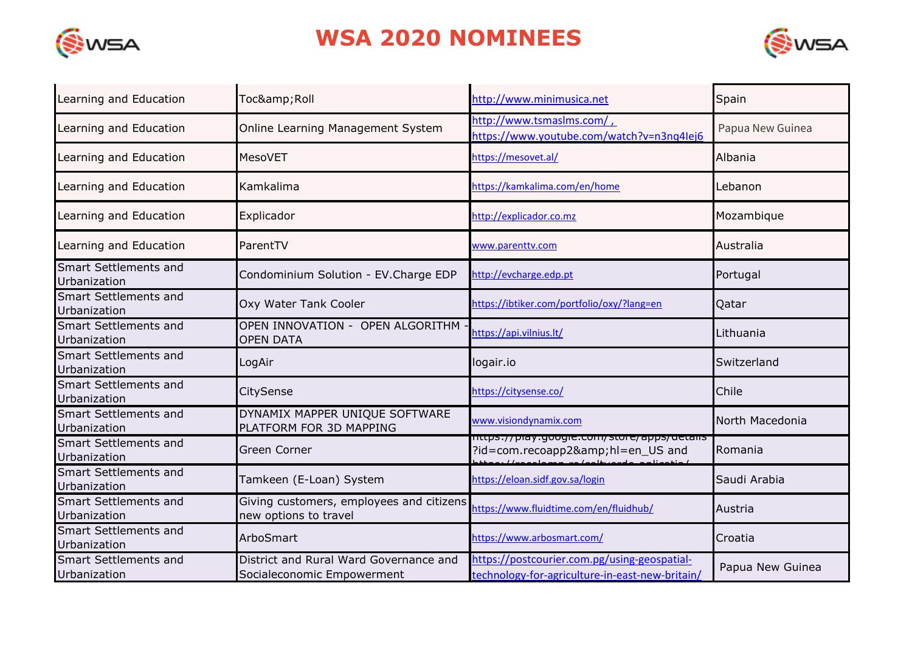# WSA 2020 NOMINEES

| | | | |
|---|---|---|---|
| Learning and Education | Toc&amp;Roll | http://www.minimusica.net | Spain |
| Learning and Education | Online Learning Management System | http://www.tsmaslms.com/ , https://www.youtube.com/watch?v=n3nq4lej6 | Papua New Guinea |
| Learning and Education | MesoVET | https://mesovet.al/ | Albania |
| Learning and Education | Kamkalima | https://kamkalima.com/en/home | Lebanon |
| Learning and Education | Explicador | http://explicador.co.mz | Mozambique |
| Learning and Education | ParentTV | www.parenttv.com | Australia |
| Smart Settlements and Urbanization | Condominium Solution - EV.Charge EDP | http://evcharge.edp.pt | Portugal |
| Smart Settlements and Urbanization | Oxy Water Tank Cooler | https://ibtiker.com/portfolio/oxy/?lang=en | Qatar |
| Smart Settlements and Urbanization | OPEN INNOVATION - OPEN ALGORITHM - OPEN DATA | https://api.vilnius.lt/ | Lithuania |
| Smart Settlements and Urbanization | LogAir | logair.io | Switzerland |
| Smart Settlements and Urbanization | CitySense | https://citysense.co/ | Chile |
| Smart Settlements and Urbanization | DYNAMIX MAPPER UNIQUE SOFTWARE PLATFORM FOR 3D MAPPING | www.visiondynamix.com | North Macedonia |
| Smart Settlements and Urbanization | Green Corner | https://play.google.com/store/apps/details?id=com.recoapp2&amp;hl=en_US and | Romania |
| Smart Settlements and Urbanization | Tamkeen (E-Loan) System | https://eloan.sidf.gov.sa/login | Saudi Arabia |
| Smart Settlements and Urbanization | Giving customers, employees and citizens new options to travel | https://www.fluidtime.com/en/fluidhub/ | Austria |
| Smart Settlements and Urbanization | ArboSmart | https://www.arbosmart.com/ | Croatia |
| Smart Settlements and Urbanization | District and Rural Ward Governance and Socialeconomic Empowerment | https://postcourier.com.pg/using-geospatial-technology-for-agriculture-in-east-new-britain/ | Papua New Guinea |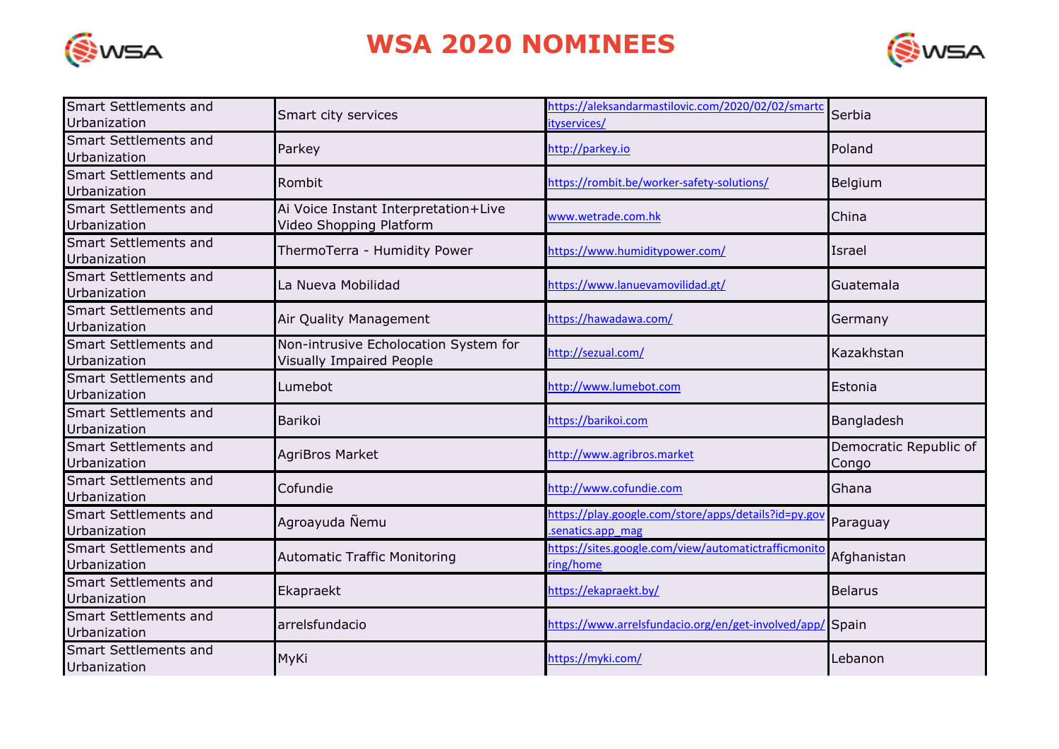# WSA 2020 NOMINEES

| | | | |
|---|---|---|---|
| Smart Settlements and Urbanization | Smart city services | https://aleksandarmastilovic.com/2020/02/02/smartcityservices/ | Serbia |
| Smart Settlements and Urbanization | Parkey | http://parkey.io | Poland |
| Smart Settlements and Urbanization | Rombit | https://rombit.be/worker-safety-solutions/ | Belgium |
| Smart Settlements and Urbanization | Ai Voice Instant Interpretation+Live Video Shopping Platform | www.wetrade.com.hk | China |
| Smart Settlements and Urbanization | ThermoTerra - Humidity Power | https://www.humiditypower.com/ | Israel |
| Smart Settlements and Urbanization | La Nueva Mobilidad | https://www.lanuevamovilidad.gt/ | Guatemala |
| Smart Settlements and Urbanization | Air Quality Management | https://hawadawa.com/ | Germany |
| Smart Settlements and Urbanization | Non-intrusive Echolocation System for Visually Impaired People | http://sezual.com/ | Kazakhstan |
| Smart Settlements and Urbanization | Lumebot | http://www.lumebot.com | Estonia |
| Smart Settlements and Urbanization | Barikoi | https://barikoi.com | Bangladesh |
| Smart Settlements and Urbanization | AgriBros Market | http://www.agribros.market | Democratic Republic of Congo |
| Smart Settlements and Urbanization | Cofundie | http://www.cofundie.com | Ghana |
| Smart Settlements and Urbanization | Agroayuda Ñemu | https://play.google.com/store/apps/details?id=py.gov.senatics.app_mag | Paraguay |
| Smart Settlements and Urbanization | Automatic Traffic Monitoring | https://sites.google.com/view/automatictrafficmonitoring/home | Afghanistan |
| Smart Settlements and Urbanization | Ekapraekt | https://ekapraekt.by/ | Belarus |
| Smart Settlements and Urbanization | arrelsfundacio | https://www.arrelsfundacio.org/en/get-involved/app/ | Spain |
| Smart Settlements and Urbanization | MyKi | https://myki.com/ | Lebanon |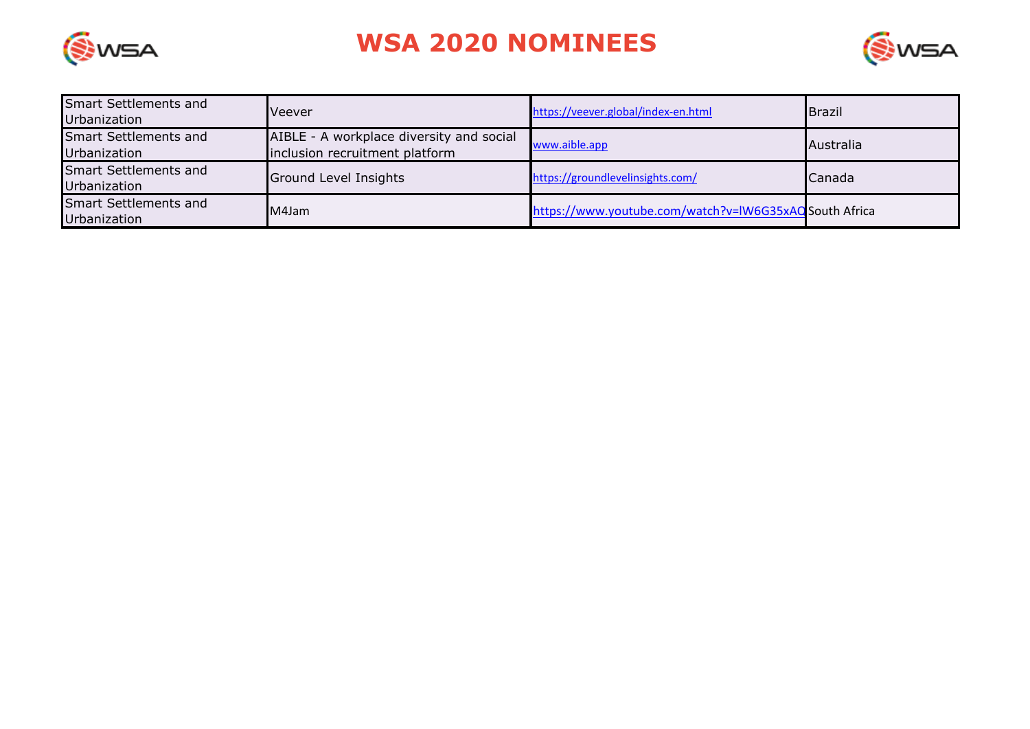# WSA 2020 NOMINEES

| | | | |
|---|---|---|---|
| Smart Settlements and Urbanization | Veever | https://veever.global/index-en.html | Brazil |
| Smart Settlements and Urbanization | AIBLE - A workplace diversity and social inclusion recruitment platform | www.aible.app | Australia |
| Smart Settlements and Urbanization | Ground Level Insights | https://groundlevelinsights.com/ | Canada |
| Smart Settlements and Urbanization | M4Jam | https://www.youtube.com/watch?v=lW6G35xAQ | South Africa |